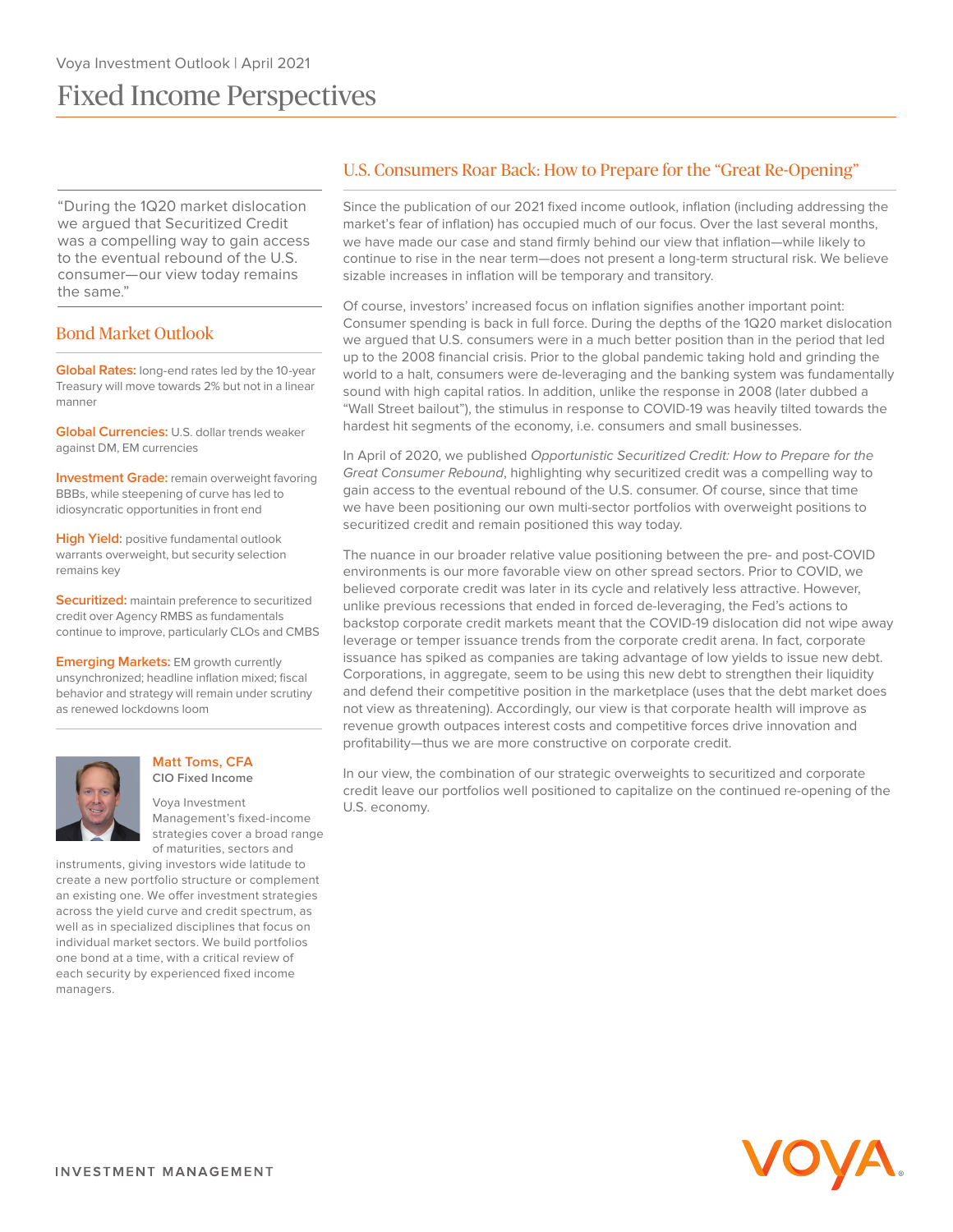Voya Investment Outlook | April 2021

# Fixed Income Perspectives

> "During the 1Q20 market dislocation we argued that Securitized Credit was a compelling way to gain access to the eventual rebound of the U.S. consumer—our view today remains the same."

## Bond Market Outlook

**Global Rates:** long-end rates led by the 10-year Treasury will move towards 2% but not in a linear manner

**Global Currencies:** U.S. dollar trends weaker against DM, EM currencies

**Investment Grade:** remain overweight favoring BBBs, while steepening of curve has led to idiosyncratic opportunities in front end

**High Yield:** positive fundamental outlook warrants overweight, but security selection remains key

**Securitized:** maintain preference to securitized credit over Agency RMBS as fundamentals continue to improve, particularly CLOs and CMBS

**Emerging Markets:** EM growth currently unsynchronized; headline inflation mixed; fiscal behavior and strategy will remain under scrutiny as renewed lockdowns loom

**Matt Toms, CFA**
**CIO Fixed Income**

Voya Investment Management's fixed-income strategies cover a broad range of maturities, sectors and instruments, giving investors wide latitude to create a new portfolio structure or complement an existing one. We offer investment strategies across the yield curve and credit spectrum, as well as in specialized disciplines that focus on individual market sectors. We build portfolios one bond at a time, with a critical review of each security by experienced fixed income managers.

## U.S. Consumers Roar Back: How to Prepare for the "Great Re-Opening"

Since the publication of our 2021 fixed income outlook, inflation (including addressing the market's fear of inflation) has occupied much of our focus. Over the last several months, we have made our case and stand firmly behind our view that inflation—while likely to continue to rise in the near term—does not present a long-term structural risk. We believe sizable increases in inflation will be temporary and transitory.

Of course, investors' increased focus on inflation signifies another important point: Consumer spending is back in full force. During the depths of the 1Q20 market dislocation we argued that U.S. consumers were in a much better position than in the period that led up to the 2008 financial crisis. Prior to the global pandemic taking hold and grinding the world to a halt, consumers were de-leveraging and the banking system was fundamentally sound with high capital ratios. In addition, unlike the response in 2008 (later dubbed a "Wall Street bailout"), the stimulus in response to COVID-19 was heavily tilted towards the hardest hit segments of the economy, i.e. consumers and small businesses.

In April of 2020, we published *Opportunistic Securitized Credit: How to Prepare for the Great Consumer Rebound*, highlighting why securitized credit was a compelling way to gain access to the eventual rebound of the U.S. consumer. Of course, since that time we have been positioning our own multi-sector portfolios with overweight positions to securitized credit and remain positioned this way today.

The nuance in our broader relative value positioning between the pre- and post-COVID environments is our more favorable view on other spread sectors. Prior to COVID, we believed corporate credit was later in its cycle and relatively less attractive. However, unlike previous recessions that ended in forced de-leveraging, the Fed's actions to backstop corporate credit markets meant that the COVID-19 dislocation did not wipe away leverage or temper issuance trends from the corporate credit arena. In fact, corporate issuance has spiked as companies are taking advantage of low yields to issue new debt. Corporations, in aggregate, seem to be using this new debt to strengthen their liquidity and defend their competitive position in the marketplace (uses that the debt market does not view as threatening). Accordingly, our view is that corporate health will improve as revenue growth outpaces interest costs and competitive forces drive innovation and profitability—thus we are more constructive on corporate credit.

In our view, the combination of our strategic overweights to securitized and corporate credit leave our portfolios well positioned to capitalize on the continued re-opening of the U.S. economy.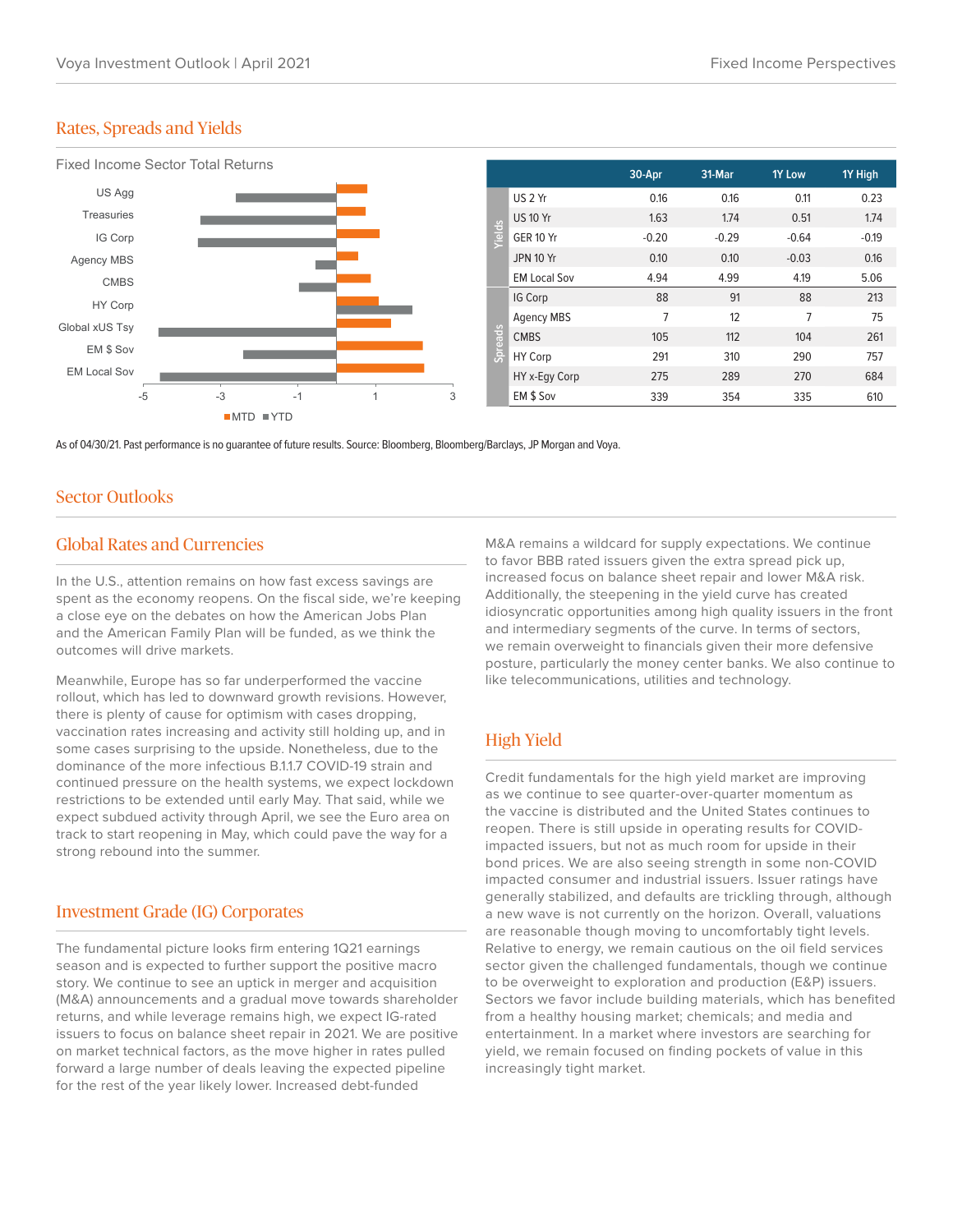## Rates, Spreads and Yields

Fixed Income Sector Total Returns

| Sector | MTD | YTD |
|---|---|---|
| US Agg | | |
| Treasuries | | |
| IG Corp | | |
| Agency MBS | | |
| CMBS | | |
| HY Corp | | |
| Global xUS Tsy | | |
| EM $ Sov | | |
| EM Local Sov | | |

| | | 30-Apr | 31-Mar | 1Y Low | 1Y High |
|---|---|---|---|---|---|
| Yields | US 2 Yr | 0.16 | 0.16 | 0.11 | 0.23 |
| | US 10 Yr | 1.63 | 1.74 | 0.51 | 1.74 |
| | GER 10 Yr | -0.20 | -0.29 | -0.64 | -0.19 |
| | JPN 10 Yr | 0.10 | 0.10 | -0.03 | 0.16 |
| | EM Local Sov | 4.94 | 4.99 | 4.19 | 5.06 |
| Spreads | IG Corp | 88 | 91 | 88 | 213 |
| | Agency MBS | 7 | 12 | 7 | 75 |
| | CMBS | 105 | 112 | 104 | 261 |
| | HY Corp | 291 | 310 | 290 | 757 |
| | HY x-Egy Corp | 275 | 289 | 270 | 684 |
| | EM $ Sov | 339 | 354 | 335 | 610 |

As of 04/30/21. Past performance is no guarantee of future results. Source: Bloomberg, Bloomberg/Barclays, JP Morgan and Voya.

## Sector Outlooks

### Global Rates and Currencies

In the U.S., attention remains on how fast excess savings are spent as the economy reopens. On the fiscal side, we're keeping a close eye on the debates on how the American Jobs Plan and the American Family Plan will be funded, as we think the outcomes will drive markets.

Meanwhile, Europe has so far underperformed the vaccine rollout, which has led to downward growth revisions. However, there is plenty of cause for optimism with cases dropping, vaccination rates increasing and activity still holding up, and in some cases surprising to the upside. Nonetheless, due to the dominance of the more infectious B.1.1.7 COVID-19 strain and continued pressure on the health systems, we expect lockdown restrictions to be extended until early May. That said, while we expect subdued activity through April, we see the Euro area on track to start reopening in May, which could pave the way for a strong rebound into the summer.

### Investment Grade (IG) Corporates

The fundamental picture looks firm entering 1Q21 earnings season and is expected to further support the positive macro story. We continue to see an uptick in merger and acquisition (M&A) announcements and a gradual move towards shareholder returns, and while leverage remains high, we expect IG-rated issuers to focus on balance sheet repair in 2021. We are positive on market technical factors, as the move higher in rates pulled forward a large number of deals leaving the expected pipeline for the rest of the year likely lower. Increased debt-funded M&A remains a wildcard for supply expectations. We continue to favor BBB rated issuers given the extra spread pick up, increased focus on balance sheet repair and lower M&A risk. Additionally, the steepening in the yield curve has created idiosyncratic opportunities among high quality issuers in the front and intermediary segments of the curve. In terms of sectors, we remain overweight to financials given their more defensive posture, particularly the money center banks. We also continue to like telecommunications, utilities and technology.

### High Yield

Credit fundamentals for the high yield market are improving as we continue to see quarter-over-quarter momentum as the vaccine is distributed and the United States continues to reopen. There is still upside in operating results for COVID-impacted issuers, but not as much room for upside in their bond prices. We are also seeing strength in some non-COVID impacted consumer and industrial issuers. Issuer ratings have generally stabilized, and defaults are trickling through, although a new wave is not currently on the horizon. Overall, valuations are reasonable though moving to uncomfortably tight levels. Relative to energy, we remain cautious on the oil field services sector given the challenged fundamentals, though we continue to be overweight to exploration and production (E&P) issuers. Sectors we favor include building materials, which has benefited from a healthy housing market; chemicals; and media and entertainment. In a market where investors are searching for yield, we remain focused on finding pockets of value in this increasingly tight market.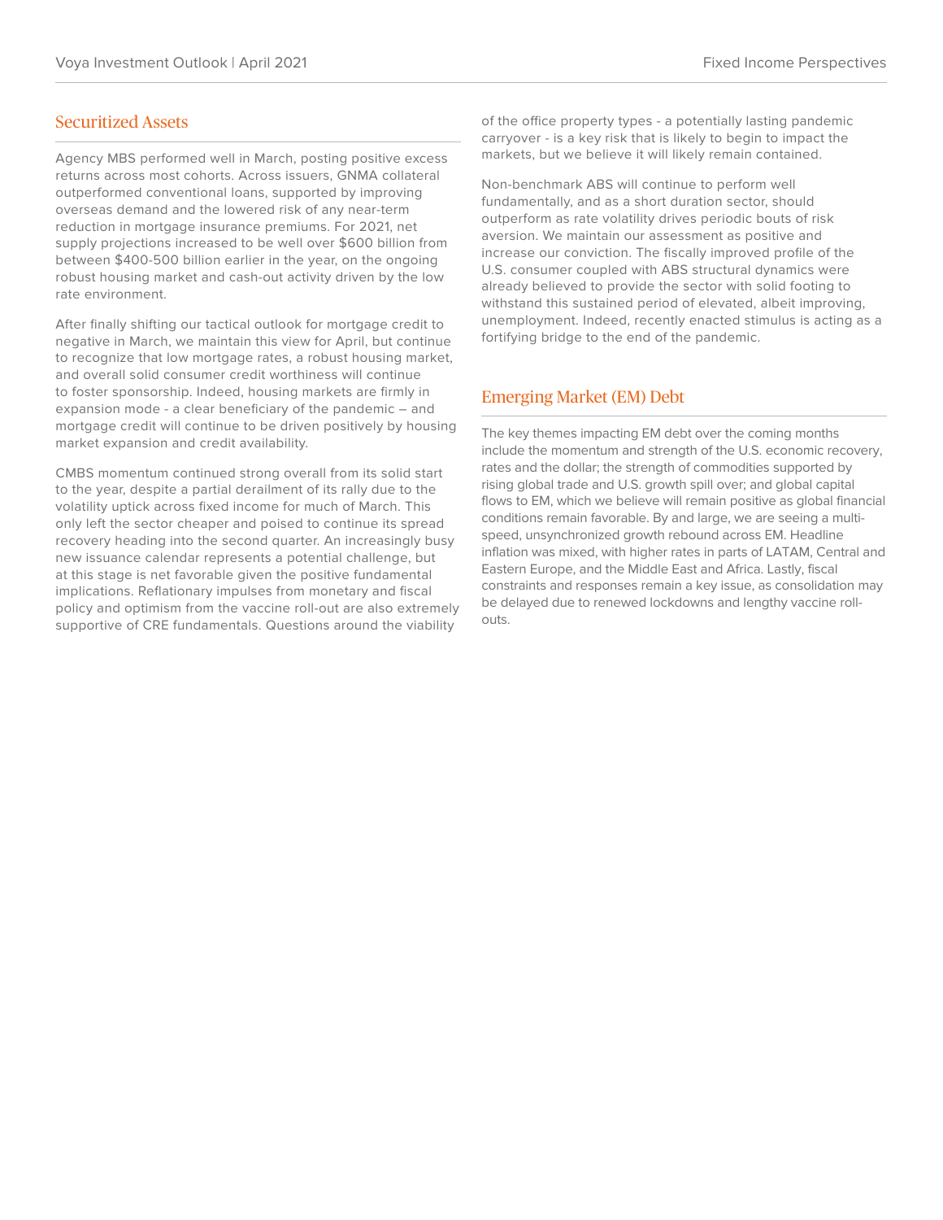## Securitized Assets

Agency MBS performed well in March, posting positive excess returns across most cohorts. Across issuers, GNMA collateral outperformed conventional loans, supported by improving overseas demand and the lowered risk of any near-term reduction in mortgage insurance premiums. For 2021, net supply projections increased to be well over $600 billion from between $400-500 billion earlier in the year, on the ongoing robust housing market and cash-out activity driven by the low rate environment.

After finally shifting our tactical outlook for mortgage credit to negative in March, we maintain this view for April, but continue to recognize that low mortgage rates, a robust housing market, and overall solid consumer credit worthiness will continue to foster sponsorship. Indeed, housing markets are firmly in expansion mode - a clear beneficiary of the pandemic – and mortgage credit will continue to be driven positively by housing market expansion and credit availability.

CMBS momentum continued strong overall from its solid start to the year, despite a partial derailment of its rally due to the volatility uptick across fixed income for much of March. This only left the sector cheaper and poised to continue its spread recovery heading into the second quarter. An increasingly busy new issuance calendar represents a potential challenge, but at this stage is net favorable given the positive fundamental implications. Reflationary impulses from monetary and fiscal policy and optimism from the vaccine roll-out are also extremely supportive of CRE fundamentals. Questions around the viability of the office property types - a potentially lasting pandemic carryover - is a key risk that is likely to begin to impact the markets, but we believe it will likely remain contained.

Non-benchmark ABS will continue to perform well fundamentally, and as a short duration sector, should outperform as rate volatility drives periodic bouts of risk aversion. We maintain our assessment as positive and increase our conviction. The fiscally improved profile of the U.S. consumer coupled with ABS structural dynamics were already believed to provide the sector with solid footing to withstand this sustained period of elevated, albeit improving, unemployment. Indeed, recently enacted stimulus is acting as a fortifying bridge to the end of the pandemic.

## Emerging Market (EM) Debt

The key themes impacting EM debt over the coming months include the momentum and strength of the U.S. economic recovery, rates and the dollar; the strength of commodities supported by rising global trade and U.S. growth spill over; and global capital flows to EM, which we believe will remain positive as global financial conditions remain favorable. By and large, we are seeing a multi-speed, unsynchronized growth rebound across EM. Headline inflation was mixed, with higher rates in parts of LATAM, Central and Eastern Europe, and the Middle East and Africa. Lastly, fiscal constraints and responses remain a key issue, as consolidation may be delayed due to renewed lockdowns and lengthy vaccine roll-outs.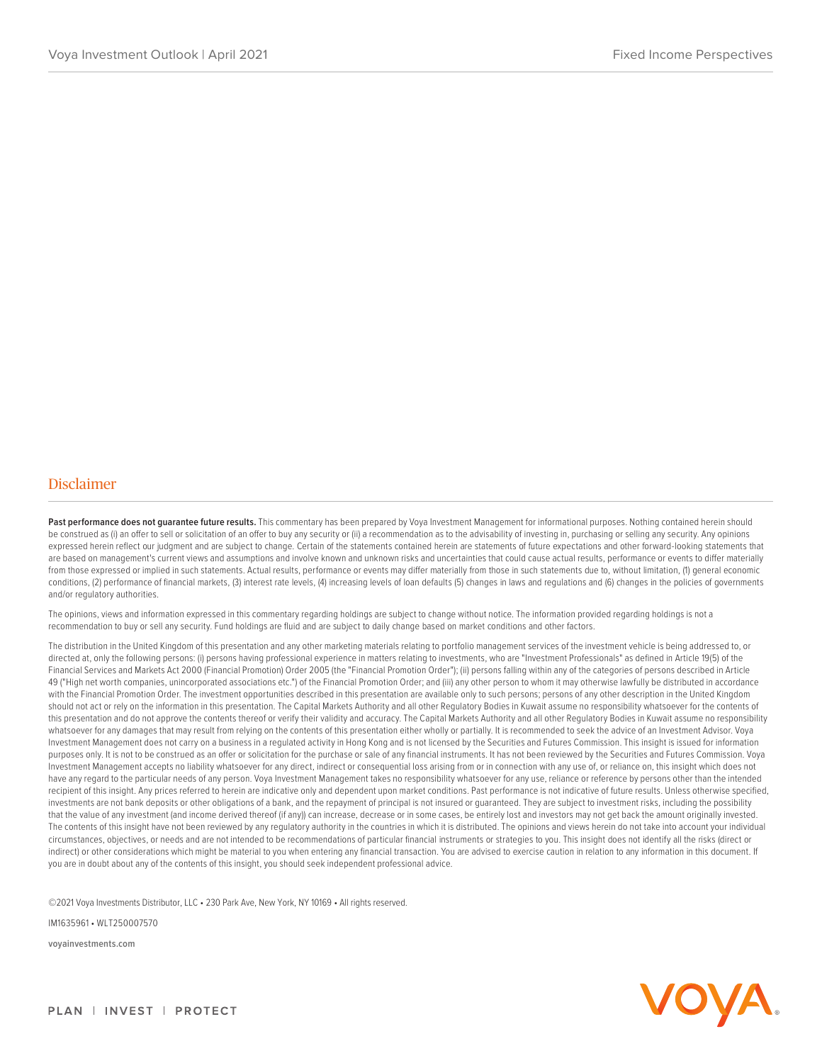## Disclaimer

**Past performance does not guarantee future results.** This commentary has been prepared by Voya Investment Management for informational purposes. Nothing contained herein should be construed as (i) an offer to sell or solicitation of an offer to buy any security or (ii) a recommendation as to the advisability of investing in, purchasing or selling any security. Any opinions expressed herein reflect our judgment and are subject to change. Certain of the statements contained herein are statements of future expectations and other forward-looking statements that are based on management's current views and assumptions and involve known and unknown risks and uncertainties that could cause actual results, performance or events to differ materially from those expressed or implied in such statements. Actual results, performance or events may differ materially from those in such statements due to, without limitation, (1) general economic conditions, (2) performance of financial markets, (3) interest rate levels, (4) increasing levels of loan defaults (5) changes in laws and regulations and (6) changes in the policies of governments and/or regulatory authorities.

The opinions, views and information expressed in this commentary regarding holdings are subject to change without notice. The information provided regarding holdings is not a recommendation to buy or sell any security. Fund holdings are fluid and are subject to daily change based on market conditions and other factors.

The distribution in the United Kingdom of this presentation and any other marketing materials relating to portfolio management services of the investment vehicle is being addressed to, or directed at, only the following persons: (i) persons having professional experience in matters relating to investments, who are "Investment Professionals" as defined in Article 19(5) of the Financial Services and Markets Act 2000 (Financial Promotion) Order 2005 (the "Financial Promotion Order"); (ii) persons falling within any of the categories of persons described in Article 49 ("High net worth companies, unincorporated associations etc.") of the Financial Promotion Order; and (iii) any other person to whom it may otherwise lawfully be distributed in accordance with the Financial Promotion Order. The investment opportunities described in this presentation are available only to such persons; persons of any other description in the United Kingdom should not act or rely on the information in this presentation. The Capital Markets Authority and all other Regulatory Bodies in Kuwait assume no responsibility whatsoever for the contents of this presentation and do not approve the contents thereof or verify their validity and accuracy. The Capital Markets Authority and all other Regulatory Bodies in Kuwait assume no responsibility whatsoever for any damages that may result from relying on the contents of this presentation either wholly or partially. It is recommended to seek the advice of an Investment Advisor. Voya Investment Management does not carry on a business in a regulated activity in Hong Kong and is not licensed by the Securities and Futures Commission. This insight is issued for information purposes only. It is not to be construed as an offer or solicitation for the purchase or sale of any financial instruments. It has not been reviewed by the Securities and Futures Commission. Voya Investment Management accepts no liability whatsoever for any direct, indirect or consequential loss arising from or in connection with any use of, or reliance on, this insight which does not have any regard to the particular needs of any person. Voya Investment Management takes no responsibility whatsoever for any use, reliance or reference by persons other than the intended recipient of this insight. Any prices referred to herein are indicative only and dependent upon market conditions. Past performance is not indicative of future results. Unless otherwise specified, investments are not bank deposits or other obligations of a bank, and the repayment of principal is not insured or guaranteed. They are subject to investment risks, including the possibility that the value of any investment (and income derived thereof (if any)) can increase, decrease or in some cases, be entirely lost and investors may not get back the amount originally invested. The contents of this insight have not been reviewed by any regulatory authority in the countries in which it is distributed. The opinions and views herein do not take into account your individual circumstances, objectives, or needs and are not intended to be recommendations of particular financial instruments or strategies to you. This insight does not identify all the risks (direct or indirect) or other considerations which might be material to you when entering any financial transaction. You are advised to exercise caution in relation to any information in this document. If you are in doubt about any of the contents of this insight, you should seek independent professional advice.

©2021 Voya Investments Distributor, LLC • 230 Park Ave, New York, NY 10169 • All rights reserved.

IM1635961 • WLT250007570

**voyainvestments.com**

PLAN | INVEST | PROTECT

VOYA